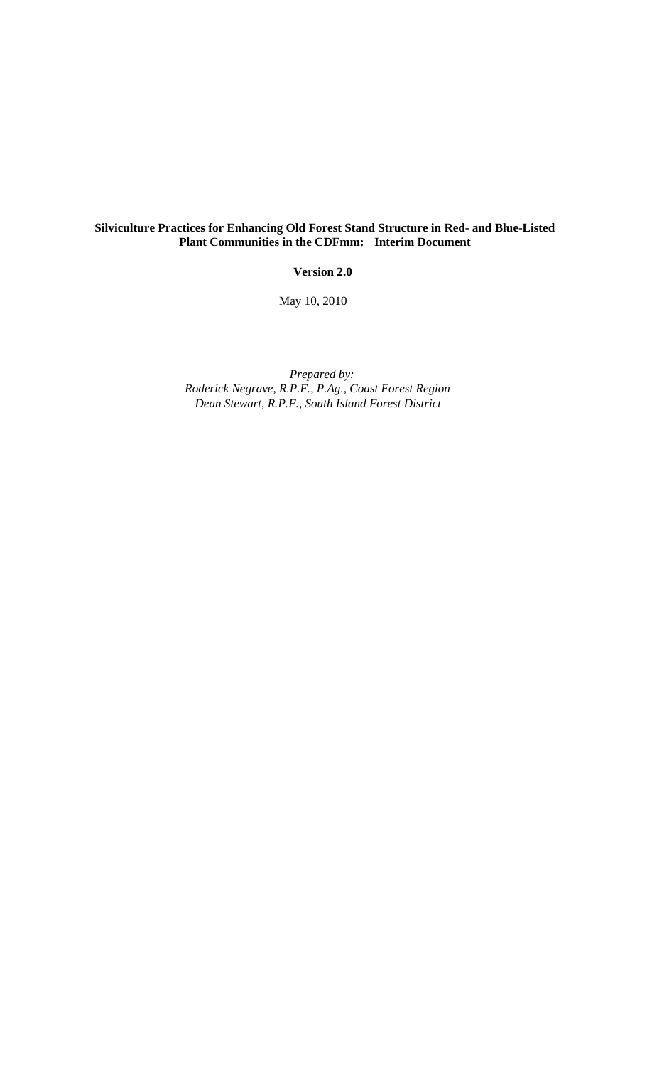# Silviculture Practices for Enhancing Old Forest Stand Structure in Red- and Blue-Listed Plant Communities in the CDFmm: Interim Document

**Version 2.0**

May 10, 2010

*Prepared by:*
*Roderick Negrave, R.P.F., P.Ag., Coast Forest Region*
*Dean Stewart, R.P.F., South Island Forest District*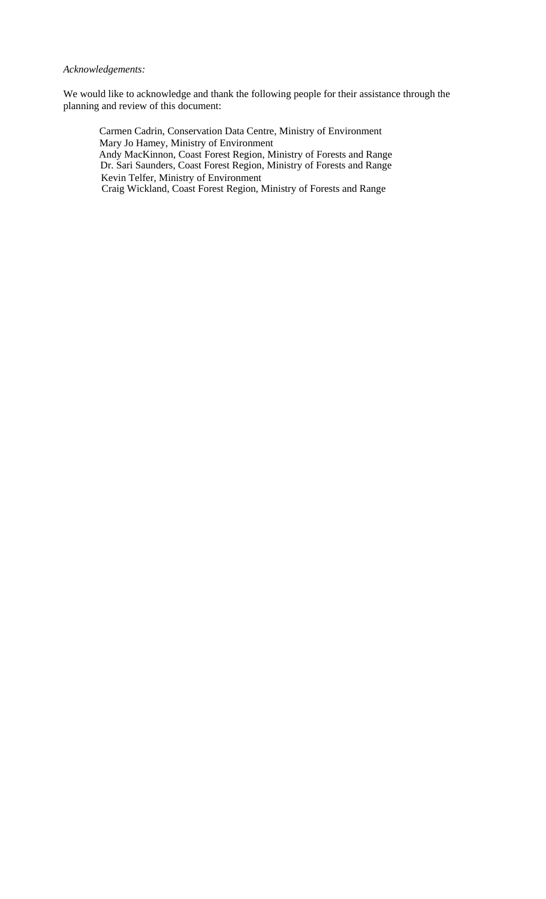*Acknowledgements:*

We would like to acknowledge and thank the following people for their assistance through the planning and review of this document:

Carmen Cadrin, Conservation Data Centre, Ministry of Environment
Mary Jo Hamey, Ministry of Environment
Andy MacKinnon, Coast Forest Region, Ministry of Forests and Range
Dr. Sari Saunders, Coast Forest Region, Ministry of Forests and Range
Kevin Telfer, Ministry of Environment
Craig Wickland, Coast Forest Region, Ministry of Forests and Range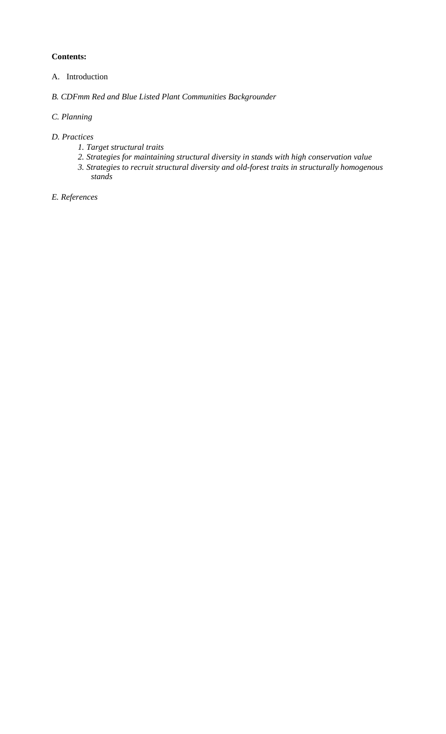**Contents:**

A. Introduction

*B. CDFmm Red and Blue Listed Plant Communities Backgrounder*

*C. Planning*

*D. Practices*

*1. Target structural traits*

*2. Strategies for maintaining structural diversity in stands with high conservation value*

*3. Strategies to recruit structural diversity and old-forest traits in structurally homogenous stands*

*E. References*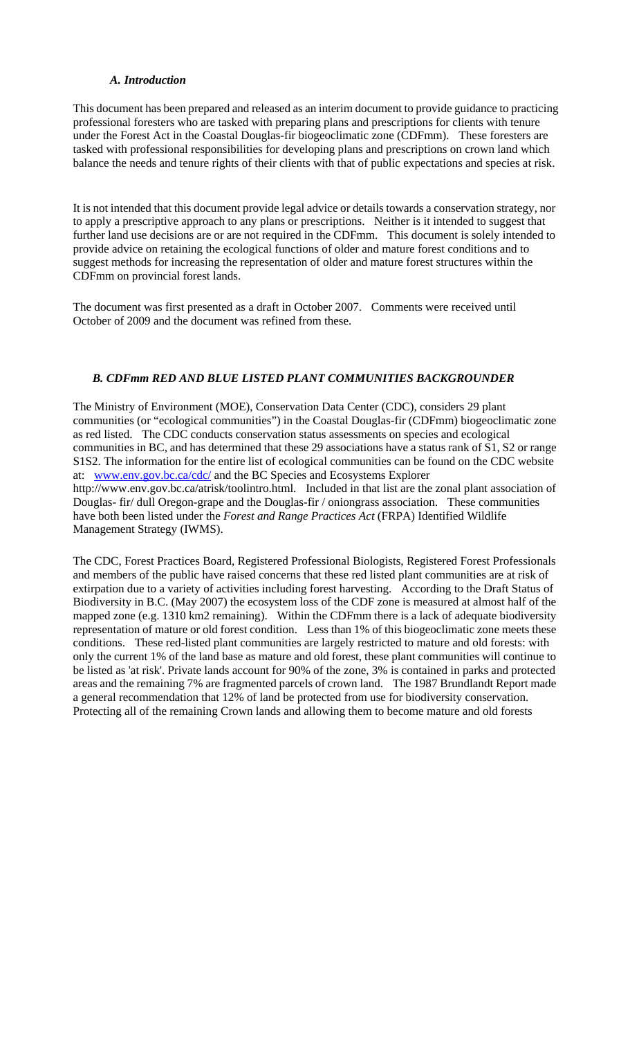### *A. Introduction*

This document has been prepared and released as an interim document to provide guidance to practicing professional foresters who are tasked with preparing plans and prescriptions for clients with tenure under the Forest Act in the Coastal Douglas-fir biogeoclimatic zone (CDFmm). These foresters are tasked with professional responsibilities for developing plans and prescriptions on crown land which balance the needs and tenure rights of their clients with that of public expectations and species at risk.

It is not intended that this document provide legal advice or details towards a conservation strategy, nor to apply a prescriptive approach to any plans or prescriptions. Neither is it intended to suggest that further land use decisions are or are not required in the CDFmm. This document is solely intended to provide advice on retaining the ecological functions of older and mature forest conditions and to suggest methods for increasing the representation of older and mature forest structures within the CDFmm on provincial forest lands.

The document was first presented as a draft in October 2007. Comments were received until October of 2009 and the document was refined from these.

### *B. CDFmm RED AND BLUE LISTED PLANT COMMUNITIES BACKGROUNDER*

The Ministry of Environment (MOE), Conservation Data Center (CDC), considers 29 plant communities (or "ecological communities") in the Coastal Douglas-fir (CDFmm) biogeoclimatic zone as red listed. The CDC conducts conservation status assessments on species and ecological communities in BC, and has determined that these 29 associations have a status rank of S1, S2 or range S1S2. The information for the entire list of ecological communities can be found on the CDC website at: [www.env.gov.bc.ca/cdc/](www.env.gov.bc.ca/cdc/) and the BC Species and Ecosystems Explorer http://www.env.gov.bc.ca/atrisk/toolintro.html. Included in that list are the zonal plant association of Douglas- fir/ dull Oregon-grape and the Douglas-fir / oniongrass association. These communities have both been listed under the *Forest and Range Practices Act* (FRPA) Identified Wildlife Management Strategy (IWMS).

The CDC, Forest Practices Board, Registered Professional Biologists, Registered Forest Professionals and members of the public have raised concerns that these red listed plant communities are at risk of extirpation due to a variety of activities including forest harvesting. According to the Draft Status of Biodiversity in B.C. (May 2007) the ecosystem loss of the CDF zone is measured at almost half of the mapped zone (e.g. 1310 km2 remaining). Within the CDFmm there is a lack of adequate biodiversity representation of mature or old forest condition. Less than 1% of this biogeoclimatic zone meets these conditions. These red-listed plant communities are largely restricted to mature and old forests: with only the current 1% of the land base as mature and old forest, these plant communities will continue to be listed as 'at risk'. Private lands account for 90% of the zone, 3% is contained in parks and protected areas and the remaining 7% are fragmented parcels of crown land. The 1987 Brundlandt Report made a general recommendation that 12% of land be protected from use for biodiversity conservation. Protecting all of the remaining Crown lands and allowing them to become mature and old forests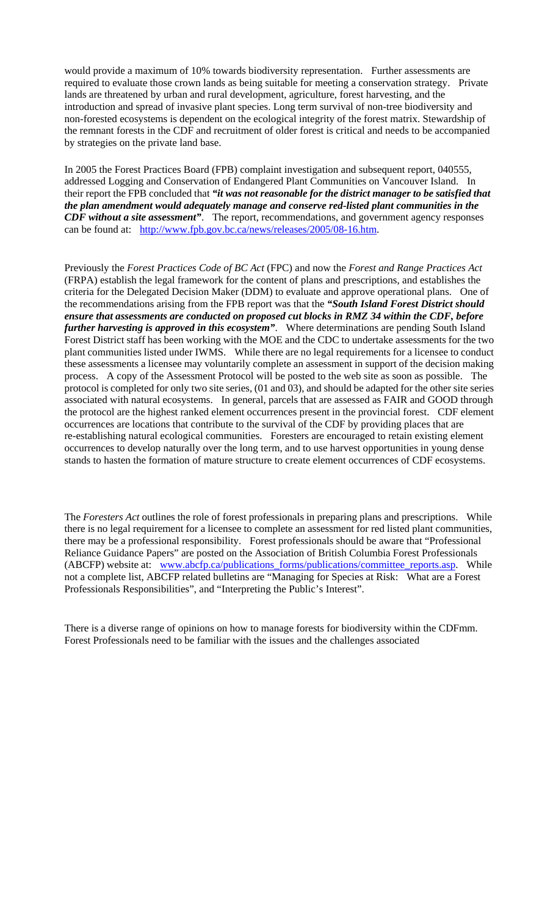would provide a maximum of 10% towards biodiversity representation. Further assessments are required to evaluate those crown lands as being suitable for meeting a conservation strategy. Private lands are threatened by urban and rural development, agriculture, forest harvesting, and the introduction and spread of invasive plant species. Long term survival of non-tree biodiversity and non-forested ecosystems is dependent on the ecological integrity of the forest matrix. Stewardship of the remnant forests in the CDF and recruitment of older forest is critical and needs to be accompanied by strategies on the private land base.

In 2005 the Forest Practices Board (FPB) complaint investigation and subsequent report, 040555, addressed Logging and Conservation of Endangered Plant Communities on Vancouver Island. In their report the FPB concluded that ***"it was not reasonable for the district manager to be satisfied that the plan amendment would adequately manage and conserve red-listed plant communities in the CDF without a site assessment"***. The report, recommendations, and government agency responses can be found at: http://www.fpb.gov.bc.ca/news/releases/2005/08-16.htm.

Previously the *Forest Practices Code of BC Act* (FPC) and now the *Forest and Range Practices Act* (FRPA) establish the legal framework for the content of plans and prescriptions, and establishes the criteria for the Delegated Decision Maker (DDM) to evaluate and approve operational plans. One of the recommendations arising from the FPB report was that the ***"South Island Forest District should ensure that assessments are conducted on proposed cut blocks in RMZ 34 within the CDF, before further harvesting is approved in this ecosystem"***. Where determinations are pending South Island Forest District staff has been working with the MOE and the CDC to undertake assessments for the two plant communities listed under IWMS. While there are no legal requirements for a licensee to conduct these assessments a licensee may voluntarily complete an assessment in support of the decision making process. A copy of the Assessment Protocol will be posted to the web site as soon as possible. The protocol is completed for only two site series, (01 and 03), and should be adapted for the other site series associated with natural ecosystems. In general, parcels that are assessed as FAIR and GOOD through the protocol are the highest ranked element occurrences present in the provincial forest. CDF element occurrences are locations that contribute to the survival of the CDF by providing places that are re-establishing natural ecological communities. Foresters are encouraged to retain existing element occurrences to develop naturally over the long term, and to use harvest opportunities in young dense stands to hasten the formation of mature structure to create element occurrences of CDF ecosystems.

The *Foresters Act* outlines the role of forest professionals in preparing plans and prescriptions. While there is no legal requirement for a licensee to complete an assessment for red listed plant communities, there may be a professional responsibility. Forest professionals should be aware that "Professional Reliance Guidance Papers" are posted on the Association of British Columbia Forest Professionals (ABCFP) website at: www.abcfp.ca/publications_forms/publications/committee_reports.asp. While not a complete list, ABCFP related bulletins are "Managing for Species at Risk: What are a Forest Professionals Responsibilities", and "Interpreting the Public's Interest".

There is a diverse range of opinions on how to manage forests for biodiversity within the CDFmm. Forest Professionals need to be familiar with the issues and the challenges associated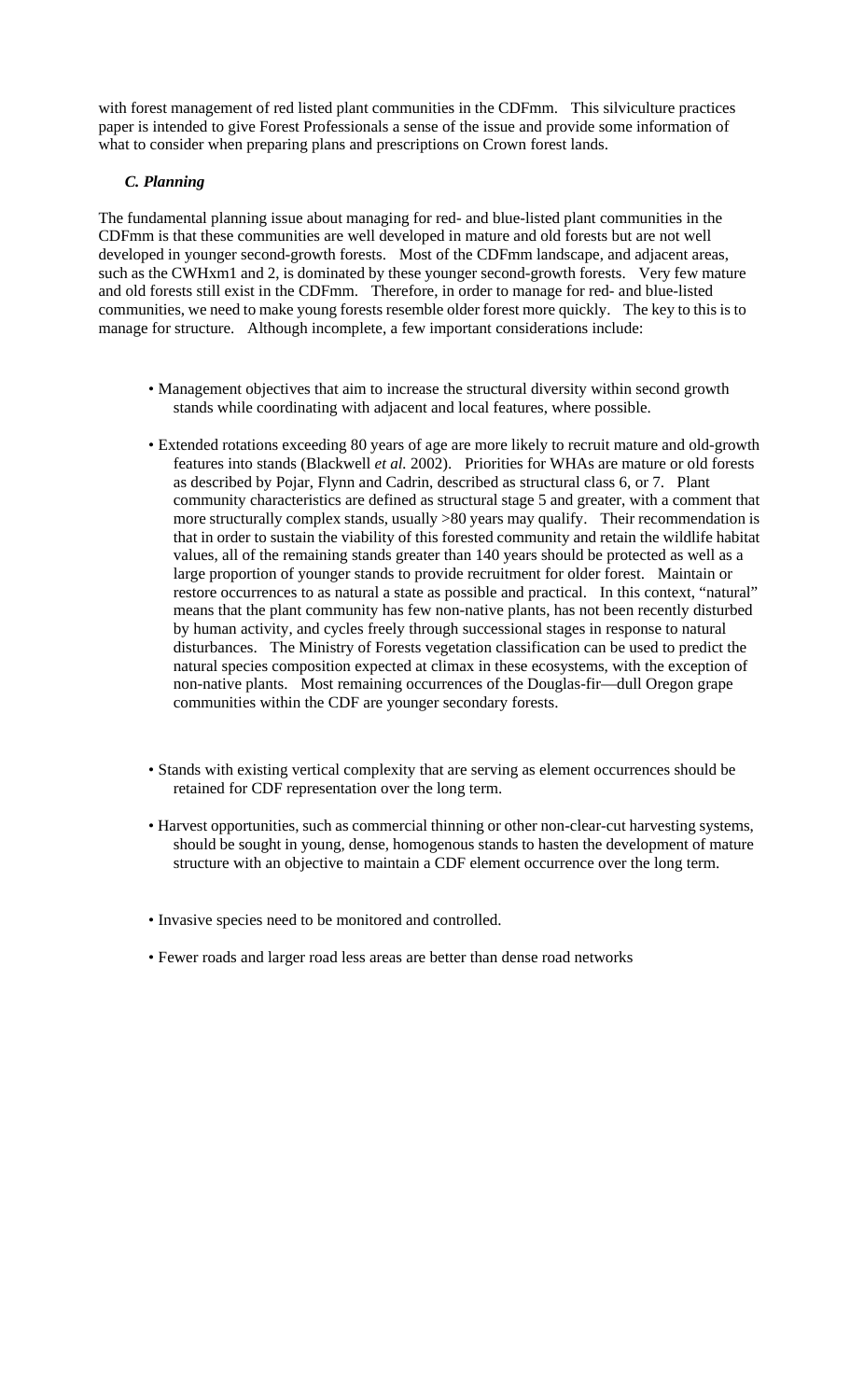with forest management of red listed plant communities in the CDFmm. This silviculture practices paper is intended to give Forest Professionals a sense of the issue and provide some information of what to consider when preparing plans and prescriptions on Crown forest lands.

### *C. Planning*

The fundamental planning issue about managing for red- and blue-listed plant communities in the CDFmm is that these communities are well developed in mature and old forests but are not well developed in younger second-growth forests. Most of the CDFmm landscape, and adjacent areas, such as the CWHxm1 and 2, is dominated by these younger second-growth forests. Very few mature and old forests still exist in the CDFmm. Therefore, in order to manage for red- and blue-listed communities, we need to make young forests resemble older forest more quickly. The key to this is to manage for structure. Although incomplete, a few important considerations include:

- Management objectives that aim to increase the structural diversity within second growth stands while coordinating with adjacent and local features, where possible.
- Extended rotations exceeding 80 years of age are more likely to recruit mature and old-growth features into stands (Blackwell *et al.* 2002). Priorities for WHAs are mature or old forests as described by Pojar, Flynn and Cadrin, described as structural class 6, or 7. Plant community characteristics are defined as structural stage 5 and greater, with a comment that more structurally complex stands, usually >80 years may qualify. Their recommendation is that in order to sustain the viability of this forested community and retain the wildlife habitat values, all of the remaining stands greater than 140 years should be protected as well as a large proportion of younger stands to provide recruitment for older forest. Maintain or restore occurrences to as natural a state as possible and practical. In this context, "natural" means that the plant community has few non-native plants, has not been recently disturbed by human activity, and cycles freely through successional stages in response to natural disturbances. The Ministry of Forests vegetation classification can be used to predict the natural species composition expected at climax in these ecosystems, with the exception of non-native plants. Most remaining occurrences of the Douglas-fir—dull Oregon grape communities within the CDF are younger secondary forests.
- Stands with existing vertical complexity that are serving as element occurrences should be retained for CDF representation over the long term.
- Harvest opportunities, such as commercial thinning or other non-clear-cut harvesting systems, should be sought in young, dense, homogenous stands to hasten the development of mature structure with an objective to maintain a CDF element occurrence over the long term.
- Invasive species need to be monitored and controlled.
- Fewer roads and larger road less areas are better than dense road networks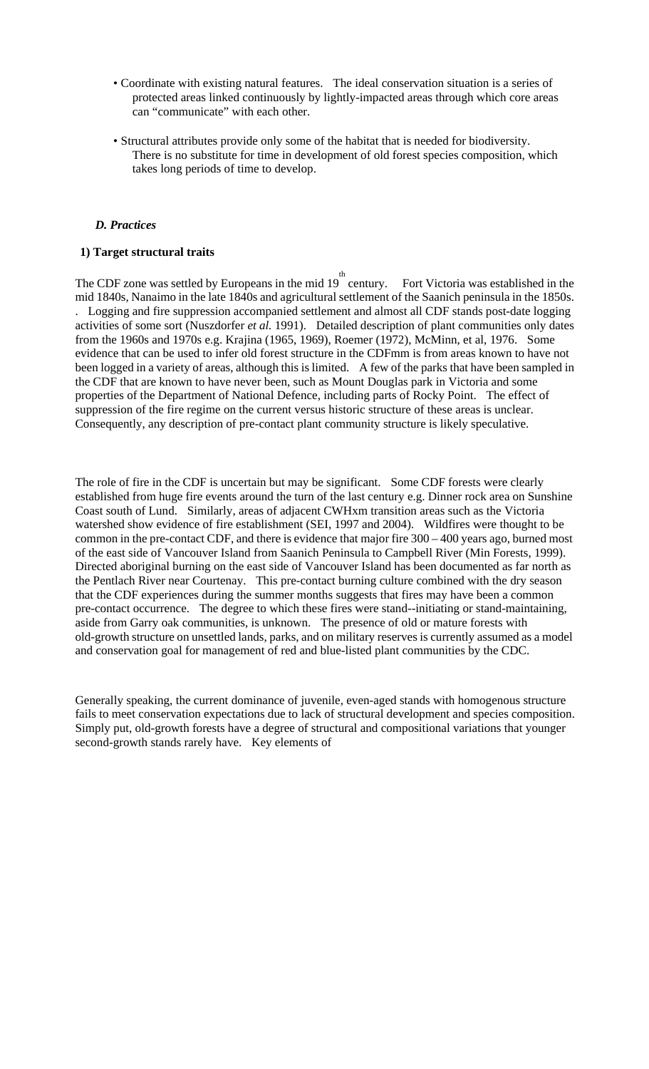- Coordinate with existing natural features. The ideal conservation situation is a series of protected areas linked continuously by lightly-impacted areas through which core areas can "communicate" with each other.

- Structural attributes provide only some of the habitat that is needed for biodiversity. There is no substitute for time in development of old forest species composition, which takes long periods of time to develop.

### *D. Practices*

#### 1) Target structural traits

The CDF zone was settled by Europeans in the mid 19th century. Fort Victoria was established in the mid 1840s, Nanaimo in the late 1840s and agricultural settlement of the Saanich peninsula in the 1850s. . Logging and fire suppression accompanied settlement and almost all CDF stands post-date logging activities of some sort (Nuszdorfer *et al.* 1991). Detailed description of plant communities only dates from the 1960s and 1970s e.g. Krajina (1965, 1969), Roemer (1972), McMinn, et al, 1976. Some evidence that can be used to infer old forest structure in the CDFmm is from areas known to have not been logged in a variety of areas, although this is limited. A few of the parks that have been sampled in the CDF that are known to have never been, such as Mount Douglas park in Victoria and some properties of the Department of National Defence, including parts of Rocky Point. The effect of suppression of the fire regime on the current versus historic structure of these areas is unclear. Consequently, any description of pre-contact plant community structure is likely speculative.

The role of fire in the CDF is uncertain but may be significant. Some CDF forests were clearly established from huge fire events around the turn of the last century e.g. Dinner rock area on Sunshine Coast south of Lund. Similarly, areas of adjacent CWHxm transition areas such as the Victoria watershed show evidence of fire establishment (SEI, 1997 and 2004). Wildfires were thought to be common in the pre-contact CDF, and there is evidence that major fire 300 – 400 years ago, burned most of the east side of Vancouver Island from Saanich Peninsula to Campbell River (Min Forests, 1999). Directed aboriginal burning on the east side of Vancouver Island has been documented as far north as the Pentlach River near Courtenay. This pre-contact burning culture combined with the dry season that the CDF experiences during the summer months suggests that fires may have been a common pre-contact occurrence. The degree to which these fires were stand--initiating or stand-maintaining, aside from Garry oak communities, is unknown. The presence of old or mature forests with old-growth structure on unsettled lands, parks, and on military reserves is currently assumed as a model and conservation goal for management of red and blue-listed plant communities by the CDC.

Generally speaking, the current dominance of juvenile, even-aged stands with homogenous structure fails to meet conservation expectations due to lack of structural development and species composition. Simply put, old-growth forests have a degree of structural and compositional variations that younger second-growth stands rarely have. Key elements of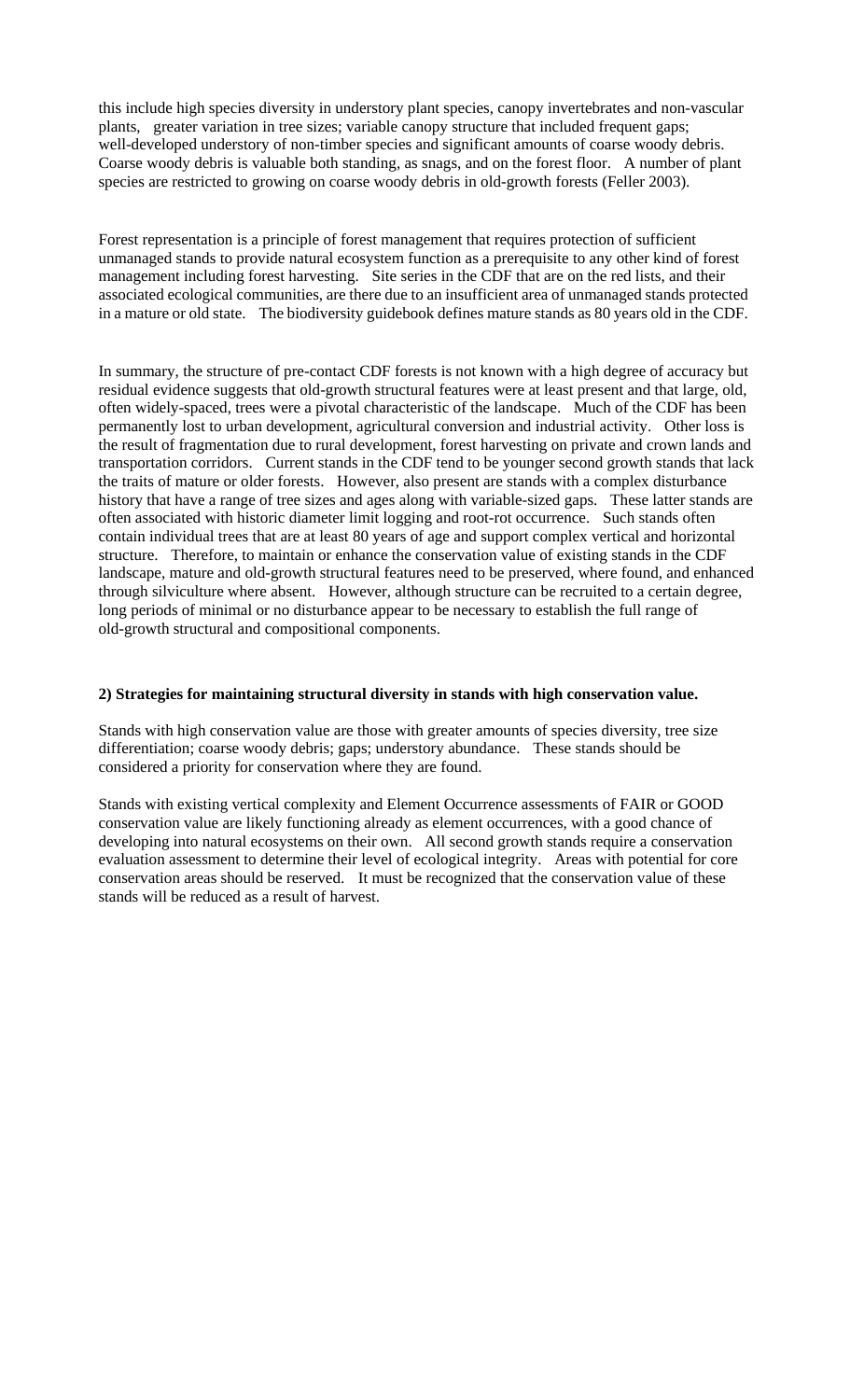this include high species diversity in understory plant species, canopy invertebrates and non-vascular plants, greater variation in tree sizes; variable canopy structure that included frequent gaps; well-developed understory of non-timber species and significant amounts of coarse woody debris. Coarse woody debris is valuable both standing, as snags, and on the forest floor. A number of plant species are restricted to growing on coarse woody debris in old-growth forests (Feller 2003).

Forest representation is a principle of forest management that requires protection of sufficient unmanaged stands to provide natural ecosystem function as a prerequisite to any other kind of forest management including forest harvesting. Site series in the CDF that are on the red lists, and their associated ecological communities, are there due to an insufficient area of unmanaged stands protected in a mature or old state. The biodiversity guidebook defines mature stands as 80 years old in the CDF.

In summary, the structure of pre-contact CDF forests is not known with a high degree of accuracy but residual evidence suggests that old-growth structural features were at least present and that large, old, often widely-spaced, trees were a pivotal characteristic of the landscape. Much of the CDF has been permanently lost to urban development, agricultural conversion and industrial activity. Other loss is the result of fragmentation due to rural development, forest harvesting on private and crown lands and transportation corridors. Current stands in the CDF tend to be younger second growth stands that lack the traits of mature or older forests. However, also present are stands with a complex disturbance history that have a range of tree sizes and ages along with variable-sized gaps. These latter stands are often associated with historic diameter limit logging and root-rot occurrence. Such stands often contain individual trees that are at least 80 years of age and support complex vertical and horizontal structure. Therefore, to maintain or enhance the conservation value of existing stands in the CDF landscape, mature and old-growth structural features need to be preserved, where found, and enhanced through silviculture where absent. However, although structure can be recruited to a certain degree, long periods of minimal or no disturbance appear to be necessary to establish the full range of old-growth structural and compositional components.

**2) Strategies for maintaining structural diversity in stands with high conservation value.**

Stands with high conservation value are those with greater amounts of species diversity, tree size differentiation; coarse woody debris; gaps; understory abundance. These stands should be considered a priority for conservation where they are found.

Stands with existing vertical complexity and Element Occurrence assessments of FAIR or GOOD conservation value are likely functioning already as element occurrences, with a good chance of developing into natural ecosystems on their own. All second growth stands require a conservation evaluation assessment to determine their level of ecological integrity. Areas with potential for core conservation areas should be reserved. It must be recognized that the conservation value of these stands will be reduced as a result of harvest.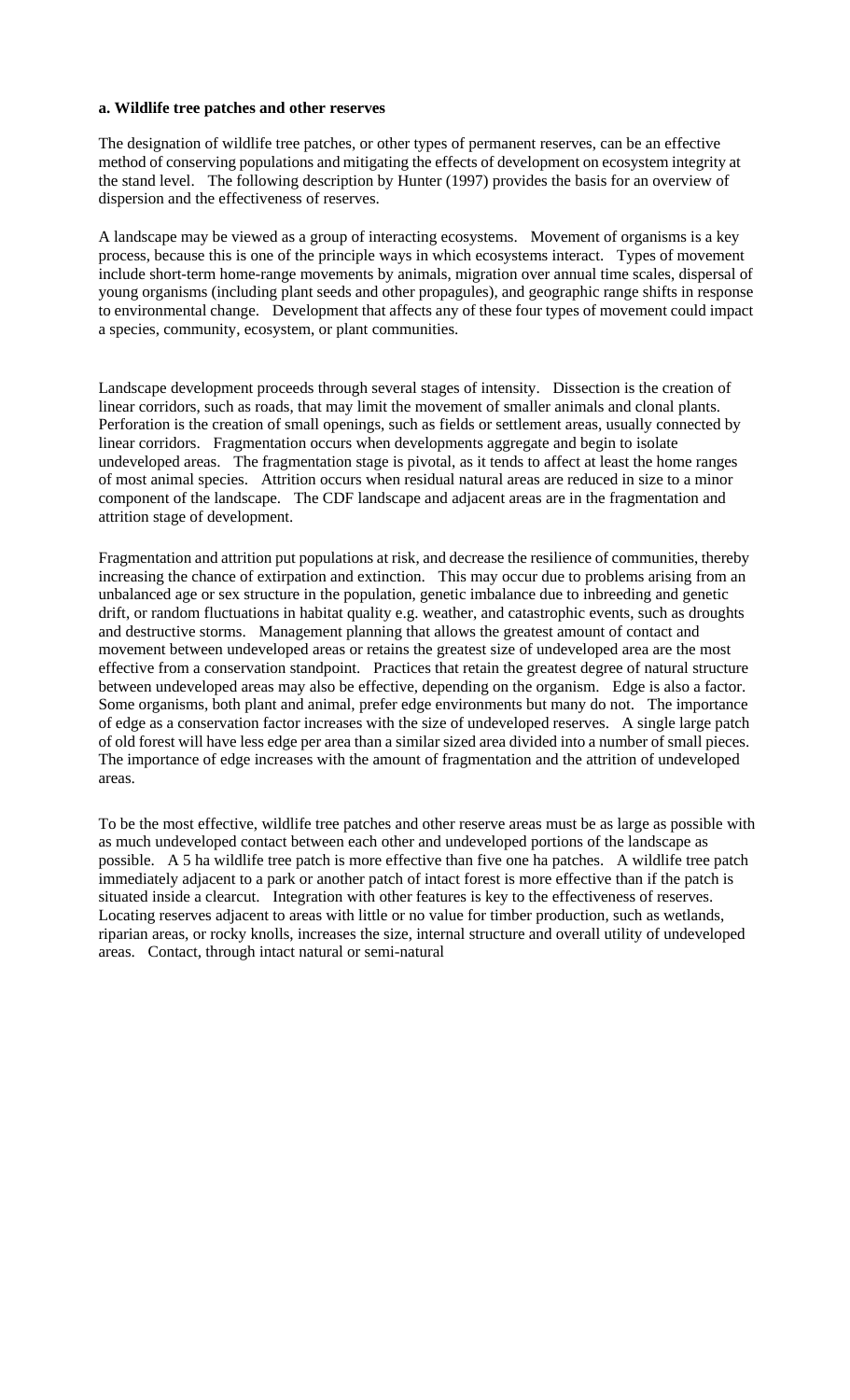**a. Wildlife tree patches and other reserves**

The designation of wildlife tree patches, or other types of permanent reserves, can be an effective method of conserving populations and mitigating the effects of development on ecosystem integrity at the stand level. The following description by Hunter (1997) provides the basis for an overview of dispersion and the effectiveness of reserves.

A landscape may be viewed as a group of interacting ecosystems. Movement of organisms is a key process, because this is one of the principle ways in which ecosystems interact. Types of movement include short-term home-range movements by animals, migration over annual time scales, dispersal of young organisms (including plant seeds and other propagules), and geographic range shifts in response to environmental change. Development that affects any of these four types of movement could impact a species, community, ecosystem, or plant communities.

Landscape development proceeds through several stages of intensity. Dissection is the creation of linear corridors, such as roads, that may limit the movement of smaller animals and clonal plants. Perforation is the creation of small openings, such as fields or settlement areas, usually connected by linear corridors. Fragmentation occurs when developments aggregate and begin to isolate undeveloped areas. The fragmentation stage is pivotal, as it tends to affect at least the home ranges of most animal species. Attrition occurs when residual natural areas are reduced in size to a minor component of the landscape. The CDF landscape and adjacent areas are in the fragmentation and attrition stage of development.

Fragmentation and attrition put populations at risk, and decrease the resilience of communities, thereby increasing the chance of extirpation and extinction. This may occur due to problems arising from an unbalanced age or sex structure in the population, genetic imbalance due to inbreeding and genetic drift, or random fluctuations in habitat quality e.g. weather, and catastrophic events, such as droughts and destructive storms. Management planning that allows the greatest amount of contact and movement between undeveloped areas or retains the greatest size of undeveloped area are the most effective from a conservation standpoint. Practices that retain the greatest degree of natural structure between undeveloped areas may also be effective, depending on the organism. Edge is also a factor. Some organisms, both plant and animal, prefer edge environments but many do not. The importance of edge as a conservation factor increases with the size of undeveloped reserves. A single large patch of old forest will have less edge per area than a similar sized area divided into a number of small pieces. The importance of edge increases with the amount of fragmentation and the attrition of undeveloped areas.

To be the most effective, wildlife tree patches and other reserve areas must be as large as possible with as much undeveloped contact between each other and undeveloped portions of the landscape as possible. A 5 ha wildlife tree patch is more effective than five one ha patches. A wildlife tree patch immediately adjacent to a park or another patch of intact forest is more effective than if the patch is situated inside a clearcut. Integration with other features is key to the effectiveness of reserves. Locating reserves adjacent to areas with little or no value for timber production, such as wetlands, riparian areas, or rocky knolls, increases the size, internal structure and overall utility of undeveloped areas. Contact, through intact natural or semi-natural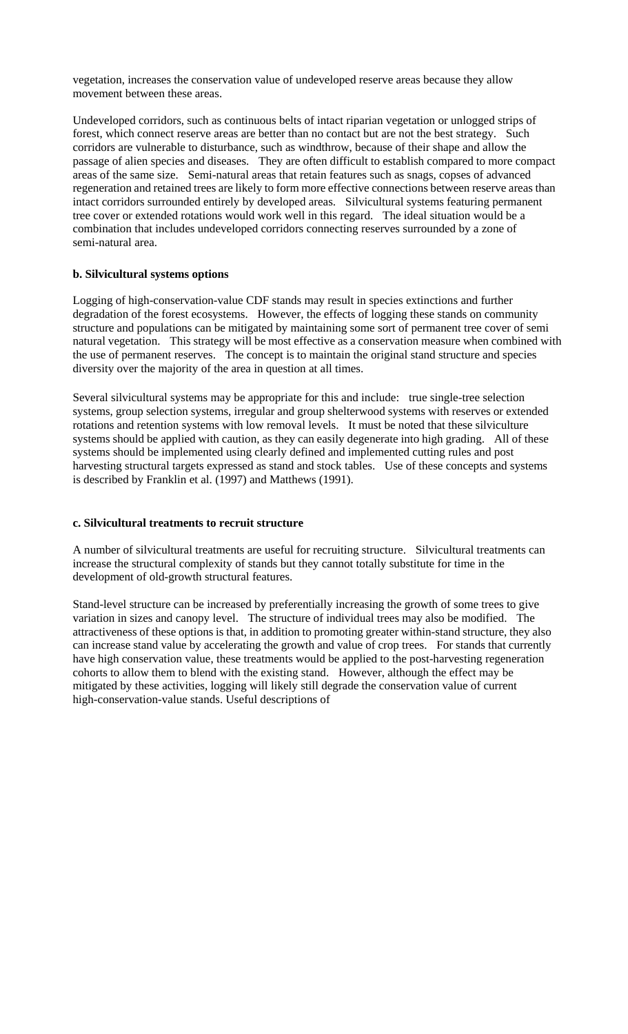vegetation, increases the conservation value of undeveloped reserve areas because they allow movement between these areas.

Undeveloped corridors, such as continuous belts of intact riparian vegetation or unlogged strips of forest, which connect reserve areas are better than no contact but are not the best strategy. Such corridors are vulnerable to disturbance, such as windthrow, because of their shape and allow the passage of alien species and diseases. They are often difficult to establish compared to more compact areas of the same size. Semi-natural areas that retain features such as snags, copses of advanced regeneration and retained trees are likely to form more effective connections between reserve areas than intact corridors surrounded entirely by developed areas. Silvicultural systems featuring permanent tree cover or extended rotations would work well in this regard. The ideal situation would be a combination that includes undeveloped corridors connecting reserves surrounded by a zone of semi-natural area.

**b. Silvicultural systems options**

Logging of high-conservation-value CDF stands may result in species extinctions and further degradation of the forest ecosystems. However, the effects of logging these stands on community structure and populations can be mitigated by maintaining some sort of permanent tree cover of semi natural vegetation. This strategy will be most effective as a conservation measure when combined with the use of permanent reserves. The concept is to maintain the original stand structure and species diversity over the majority of the area in question at all times.

Several silvicultural systems may be appropriate for this and include: true single-tree selection systems, group selection systems, irregular and group shelterwood systems with reserves or extended rotations and retention systems with low removal levels. It must be noted that these silviculture systems should be applied with caution, as they can easily degenerate into high grading. All of these systems should be implemented using clearly defined and implemented cutting rules and post harvesting structural targets expressed as stand and stock tables. Use of these concepts and systems is described by Franklin et al. (1997) and Matthews (1991).

**c. Silvicultural treatments to recruit structure**

A number of silvicultural treatments are useful for recruiting structure. Silvicultural treatments can increase the structural complexity of stands but they cannot totally substitute for time in the development of old-growth structural features.

Stand-level structure can be increased by preferentially increasing the growth of some trees to give variation in sizes and canopy level. The structure of individual trees may also be modified. The attractiveness of these options is that, in addition to promoting greater within-stand structure, they also can increase stand value by accelerating the growth and value of crop trees. For stands that currently have high conservation value, these treatments would be applied to the post-harvesting regeneration cohorts to allow them to blend with the existing stand. However, although the effect may be mitigated by these activities, logging will likely still degrade the conservation value of current high-conservation-value stands. Useful descriptions of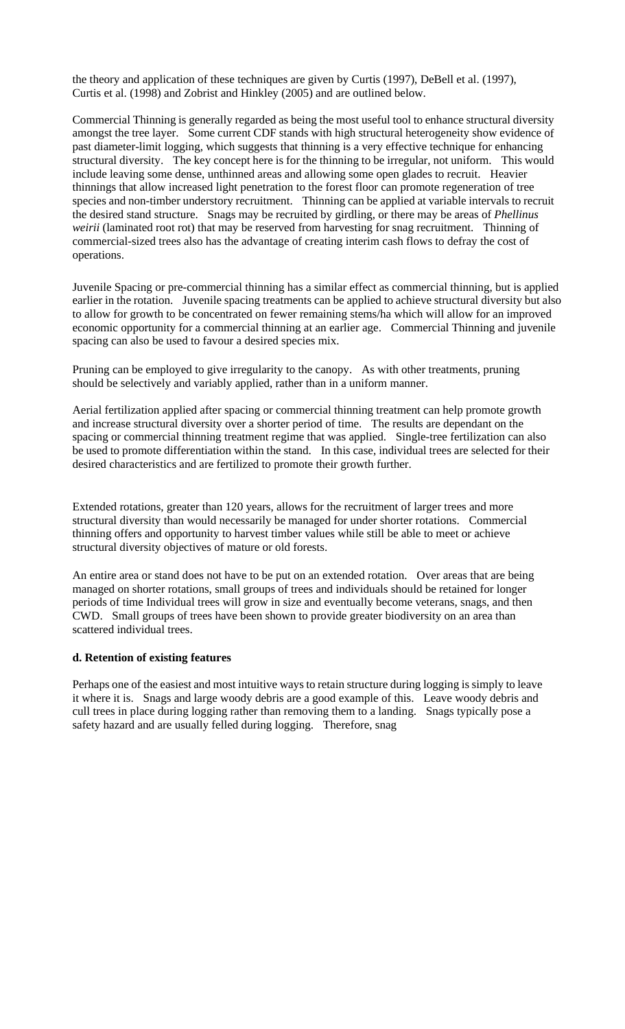the theory and application of these techniques are given by Curtis (1997), DeBell et al. (1997), Curtis et al. (1998) and Zobrist and Hinkley (2005) and are outlined below.

Commercial Thinning is generally regarded as being the most useful tool to enhance structural diversity amongst the tree layer. Some current CDF stands with high structural heterogeneity show evidence of past diameter-limit logging, which suggests that thinning is a very effective technique for enhancing structural diversity. The key concept here is for the thinning to be irregular, not uniform. This would include leaving some dense, unthinned areas and allowing some open glades to recruit. Heavier thinnings that allow increased light penetration to the forest floor can promote regeneration of tree species and non-timber understory recruitment. Thinning can be applied at variable intervals to recruit the desired stand structure. Snags may be recruited by girdling, or there may be areas of *Phellinus weirii* (laminated root rot) that may be reserved from harvesting for snag recruitment. Thinning of commercial-sized trees also has the advantage of creating interim cash flows to defray the cost of operations.

Juvenile Spacing or pre-commercial thinning has a similar effect as commercial thinning, but is applied earlier in the rotation. Juvenile spacing treatments can be applied to achieve structural diversity but also to allow for growth to be concentrated on fewer remaining stems/ha which will allow for an improved economic opportunity for a commercial thinning at an earlier age. Commercial Thinning and juvenile spacing can also be used to favour a desired species mix.

Pruning can be employed to give irregularity to the canopy. As with other treatments, pruning should be selectively and variably applied, rather than in a uniform manner.

Aerial fertilization applied after spacing or commercial thinning treatment can help promote growth and increase structural diversity over a shorter period of time. The results are dependant on the spacing or commercial thinning treatment regime that was applied. Single-tree fertilization can also be used to promote differentiation within the stand. In this case, individual trees are selected for their desired characteristics and are fertilized to promote their growth further.

Extended rotations, greater than 120 years, allows for the recruitment of larger trees and more structural diversity than would necessarily be managed for under shorter rotations. Commercial thinning offers and opportunity to harvest timber values while still be able to meet or achieve structural diversity objectives of mature or old forests.

An entire area or stand does not have to be put on an extended rotation. Over areas that are being managed on shorter rotations, small groups of trees and individuals should be retained for longer periods of time Individual trees will grow in size and eventually become veterans, snags, and then CWD. Small groups of trees have been shown to provide greater biodiversity on an area than scattered individual trees.

**d. Retention of existing features**

Perhaps one of the easiest and most intuitive ways to retain structure during logging is simply to leave it where it is. Snags and large woody debris are a good example of this. Leave woody debris and cull trees in place during logging rather than removing them to a landing. Snags typically pose a safety hazard and are usually felled during logging. Therefore, snag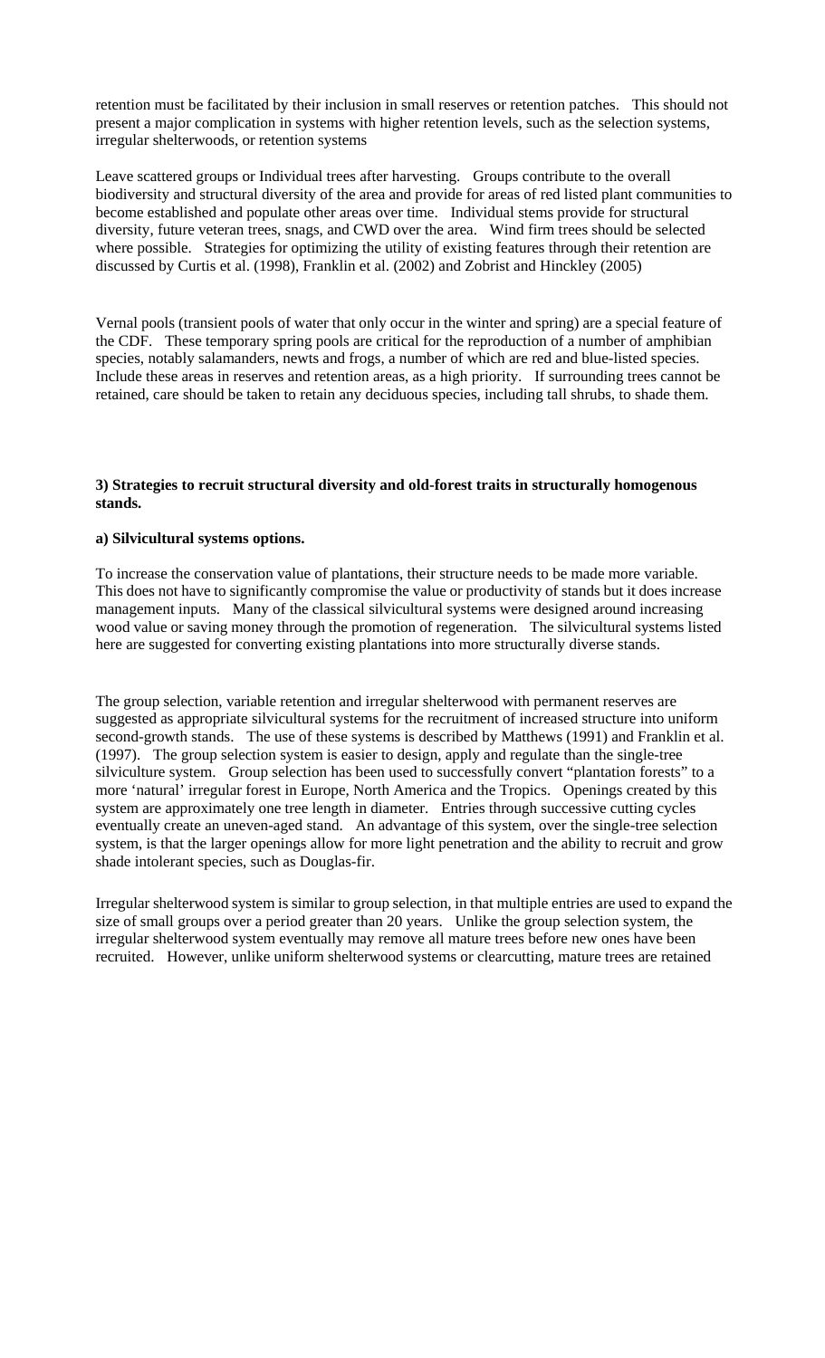retention must be facilitated by their inclusion in small reserves or retention patches. This should not present a major complication in systems with higher retention levels, such as the selection systems, irregular shelterwoods, or retention systems

Leave scattered groups or Individual trees after harvesting. Groups contribute to the overall biodiversity and structural diversity of the area and provide for areas of red listed plant communities to become established and populate other areas over time. Individual stems provide for structural diversity, future veteran trees, snags, and CWD over the area. Wind firm trees should be selected where possible. Strategies for optimizing the utility of existing features through their retention are discussed by Curtis et al. (1998), Franklin et al. (2002) and Zobrist and Hinckley (2005)

Vernal pools (transient pools of water that only occur in the winter and spring) are a special feature of the CDF. These temporary spring pools are critical for the reproduction of a number of amphibian species, notably salamanders, newts and frogs, a number of which are red and blue-listed species. Include these areas in reserves and retention areas, as a high priority. If surrounding trees cannot be retained, care should be taken to retain any deciduous species, including tall shrubs, to shade them.

**3) Strategies to recruit structural diversity and old-forest traits in structurally homogenous stands.**

**a) Silvicultural systems options.**

To increase the conservation value of plantations, their structure needs to be made more variable. This does not have to significantly compromise the value or productivity of stands but it does increase management inputs. Many of the classical silvicultural systems were designed around increasing wood value or saving money through the promotion of regeneration. The silvicultural systems listed here are suggested for converting existing plantations into more structurally diverse stands.

The group selection, variable retention and irregular shelterwood with permanent reserves are suggested as appropriate silvicultural systems for the recruitment of increased structure into uniform second-growth stands. The use of these systems is described by Matthews (1991) and Franklin et al. (1997). The group selection system is easier to design, apply and regulate than the single-tree silviculture system. Group selection has been used to successfully convert "plantation forests" to a more 'natural' irregular forest in Europe, North America and the Tropics. Openings created by this system are approximately one tree length in diameter. Entries through successive cutting cycles eventually create an uneven-aged stand. An advantage of this system, over the single-tree selection system, is that the larger openings allow for more light penetration and the ability to recruit and grow shade intolerant species, such as Douglas-fir.

Irregular shelterwood system is similar to group selection, in that multiple entries are used to expand the size of small groups over a period greater than 20 years. Unlike the group selection system, the irregular shelterwood system eventually may remove all mature trees before new ones have been recruited. However, unlike uniform shelterwood systems or clearcutting, mature trees are retained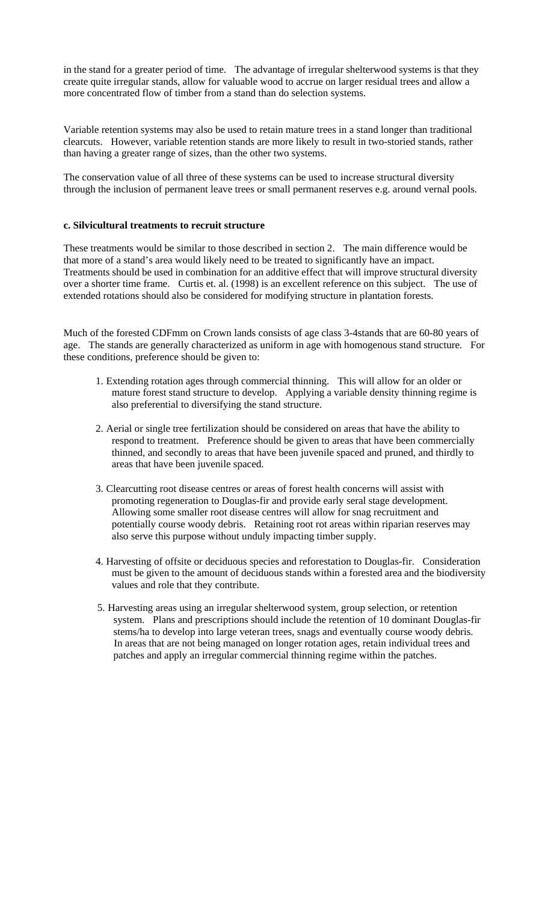in the stand for a greater period of time. The advantage of irregular shelterwood systems is that they create quite irregular stands, allow for valuable wood to accrue on larger residual trees and allow a more concentrated flow of timber from a stand than do selection systems.

Variable retention systems may also be used to retain mature trees in a stand longer than traditional clearcuts. However, variable retention stands are more likely to result in two-storied stands, rather than having a greater range of sizes, than the other two systems.

The conservation value of all three of these systems can be used to increase structural diversity through the inclusion of permanent leave trees or small permanent reserves e.g. around vernal pools.

**c. Silvicultural treatments to recruit structure**

These treatments would be similar to those described in section 2. The main difference would be that more of a stand's area would likely need to be treated to significantly have an impact. Treatments should be used in combination for an additive effect that will improve structural diversity over a shorter time frame. Curtis et. al. (1998) is an excellent reference on this subject. The use of extended rotations should also be considered for modifying structure in plantation forests.

Much of the forested CDFmm on Crown lands consists of age class 3-4stands that are 60-80 years of age. The stands are generally characterized as uniform in age with homogenous stand structure. For these conditions, preference should be given to:

1. Extending rotation ages through commercial thinning. This will allow for an older or mature forest stand structure to develop. Applying a variable density thinning regime is also preferential to diversifying the stand structure.

2. Aerial or single tree fertilization should be considered on areas that have the ability to respond to treatment. Preference should be given to areas that have been commercially thinned, and secondly to areas that have been juvenile spaced and pruned, and thirdly to areas that have been juvenile spaced.

3. Clearcutting root disease centres or areas of forest health concerns will assist with promoting regeneration to Douglas-fir and provide early seral stage development. Allowing some smaller root disease centres will allow for snag recruitment and potentially course woody debris. Retaining root rot areas within riparian reserves may also serve this purpose without unduly impacting timber supply.

4. Harvesting of offsite or deciduous species and reforestation to Douglas-fir. Consideration must be given to the amount of deciduous stands within a forested area and the biodiversity values and role that they contribute.

5. Harvesting areas using an irregular shelterwood system, group selection, or retention system. Plans and prescriptions should include the retention of 10 dominant Douglas-fir stems/ha to develop into large veteran trees, snags and eventually course woody debris. In areas that are not being managed on longer rotation ages, retain individual trees and patches and apply an irregular commercial thinning regime within the patches.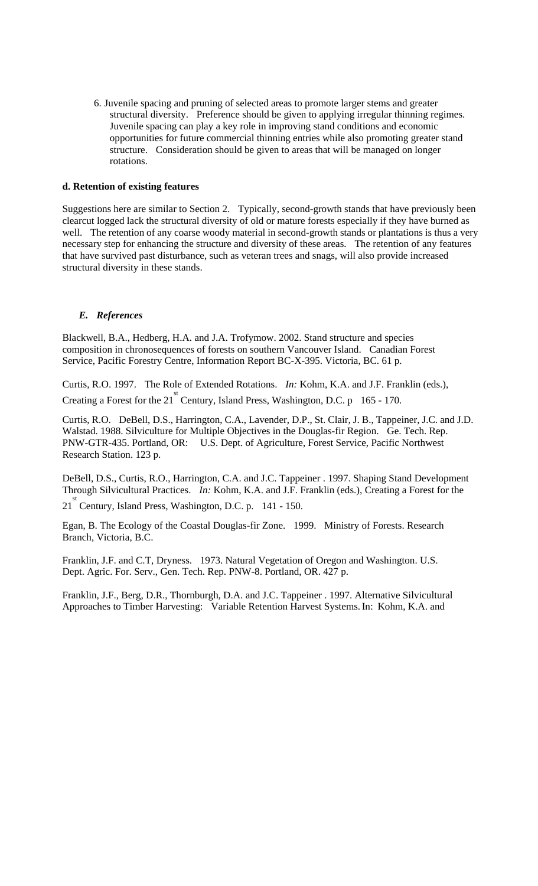6. Juvenile spacing and pruning of selected areas to promote larger stems and greater structural diversity. Preference should be given to applying irregular thinning regimes. Juvenile spacing can play a key role in improving stand conditions and economic opportunities for future commercial thinning entries while also promoting greater stand structure. Consideration should be given to areas that will be managed on longer rotations.

**d. Retention of existing features**

Suggestions here are similar to Section 2. Typically, second-growth stands that have previously been clearcut logged lack the structural diversity of old or mature forests especially if they have burned as well. The retention of any coarse woody material in second-growth stands or plantations is thus a very necessary step for enhancing the structure and diversity of these areas. The retention of any features that have survived past disturbance, such as veteran trees and snags, will also provide increased structural diversity in these stands.

## *E. References*

Blackwell, B.A., Hedberg, H.A. and J.A. Trofymow. 2002. Stand structure and species composition in chronosequences of forests on southern Vancouver Island. Canadian Forest Service, Pacific Forestry Centre, Information Report BC-X-395. Victoria, BC. 61 p.

Curtis, R.O. 1997. The Role of Extended Rotations. *In:* Kohm, K.A. and J.F. Franklin (eds.), Creating a Forest for the 21st Century, Island Press, Washington, D.C. p 165 - 170.

Curtis, R.O. DeBell, D.S., Harrington, C.A., Lavender, D.P., St. Clair, J. B., Tappeiner, J.C. and J.D. Walstad. 1988. Silviculture for Multiple Objectives in the Douglas-fir Region. Ge. Tech. Rep. PNW-GTR-435. Portland, OR: U.S. Dept. of Agriculture, Forest Service, Pacific Northwest Research Station. 123 p.

DeBell, D.S., Curtis, R.O., Harrington, C.A. and J.C. Tappeiner . 1997. Shaping Stand Development Through Silvicultural Practices. *In:* Kohm, K.A. and J.F. Franklin (eds.), Creating a Forest for the 21st Century, Island Press, Washington, D.C. p. 141 - 150.

Egan, B. The Ecology of the Coastal Douglas-fir Zone. 1999. Ministry of Forests. Research Branch, Victoria, B.C.

Franklin, J.F. and C.T, Dryness. 1973. Natural Vegetation of Oregon and Washington. U.S. Dept. Agric. For. Serv., Gen. Tech. Rep. PNW-8. Portland, OR. 427 p.

Franklin, J.F., Berg, D.R., Thornburgh, D.A. and J.C. Tappeiner . 1997. Alternative Silvicultural Approaches to Timber Harvesting: Variable Retention Harvest Systems. In: Kohm, K.A. and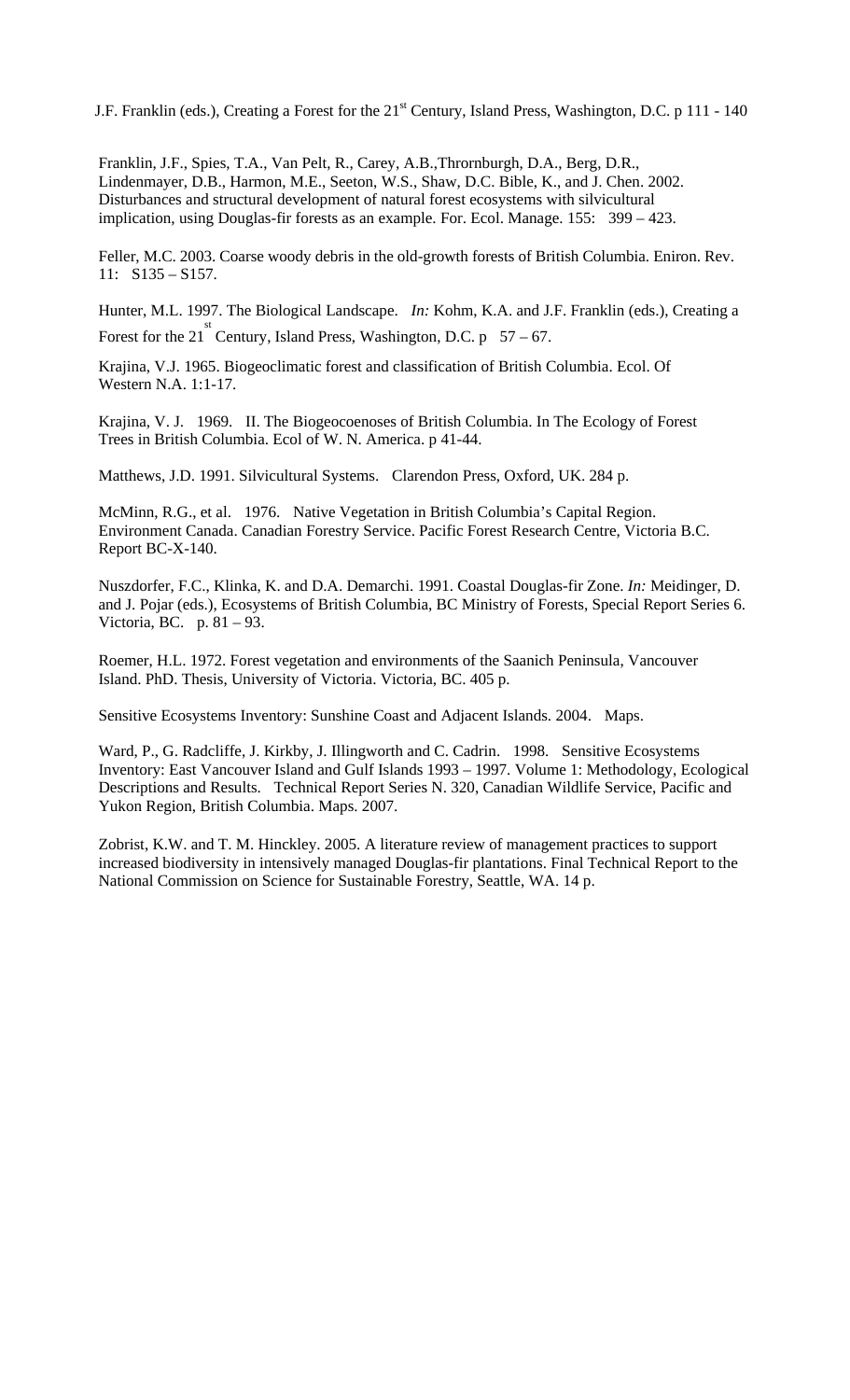J.F. Franklin (eds.), Creating a Forest for the 21st Century, Island Press, Washington, D.C. p 111 - 140

Franklin, J.F., Spies, T.A., Van Pelt, R., Carey, A.B.,Thrornburgh, D.A., Berg, D.R., Lindenmayer, D.B., Harmon, M.E., Seeton, W.S., Shaw, D.C. Bible, K., and J. Chen. 2002. Disturbances and structural development of natural forest ecosystems with silvicultural implication, using Douglas-fir forests as an example. For. Ecol. Manage. 155: 399 – 423.

Feller, M.C. 2003. Coarse woody debris in the old-growth forests of British Columbia. Eniron. Rev. 11: S135 – S157.

Hunter, M.L. 1997. The Biological Landscape. *In:* Kohm, K.A. and J.F. Franklin (eds.), Creating a Forest for the 21st Century, Island Press, Washington, D.C. p 57 – 67.

Krajina, V.J. 1965. Biogeoclimatic forest and classification of British Columbia. Ecol. Of Western N.A. 1:1-17.

Krajina, V. J. 1969. II. The Biogeocoenoses of British Columbia. In The Ecology of Forest Trees in British Columbia. Ecol of W. N. America. p 41-44.

Matthews, J.D. 1991. Silvicultural Systems. Clarendon Press, Oxford, UK. 284 p.

McMinn, R.G., et al. 1976. Native Vegetation in British Columbia's Capital Region. Environment Canada. Canadian Forestry Service. Pacific Forest Research Centre, Victoria B.C. Report BC-X-140.

Nuszdorfer, F.C., Klinka, K. and D.A. Demarchi. 1991. Coastal Douglas-fir Zone. *In:* Meidinger, D. and J. Pojar (eds.), Ecosystems of British Columbia, BC Ministry of Forests, Special Report Series 6. Victoria, BC. p. 81 – 93.

Roemer, H.L. 1972. Forest vegetation and environments of the Saanich Peninsula, Vancouver Island. PhD. Thesis, University of Victoria. Victoria, BC. 405 p.

Sensitive Ecosystems Inventory: Sunshine Coast and Adjacent Islands. 2004. Maps.

Ward, P., G. Radcliffe, J. Kirkby, J. Illingworth and C. Cadrin. 1998. Sensitive Ecosystems Inventory: East Vancouver Island and Gulf Islands 1993 – 1997. Volume 1: Methodology, Ecological Descriptions and Results. Technical Report Series N. 320, Canadian Wildlife Service, Pacific and Yukon Region, British Columbia. Maps. 2007.

Zobrist, K.W. and T. M. Hinckley. 2005. A literature review of management practices to support increased biodiversity in intensively managed Douglas-fir plantations. Final Technical Report to the National Commission on Science for Sustainable Forestry, Seattle, WA. 14 p.